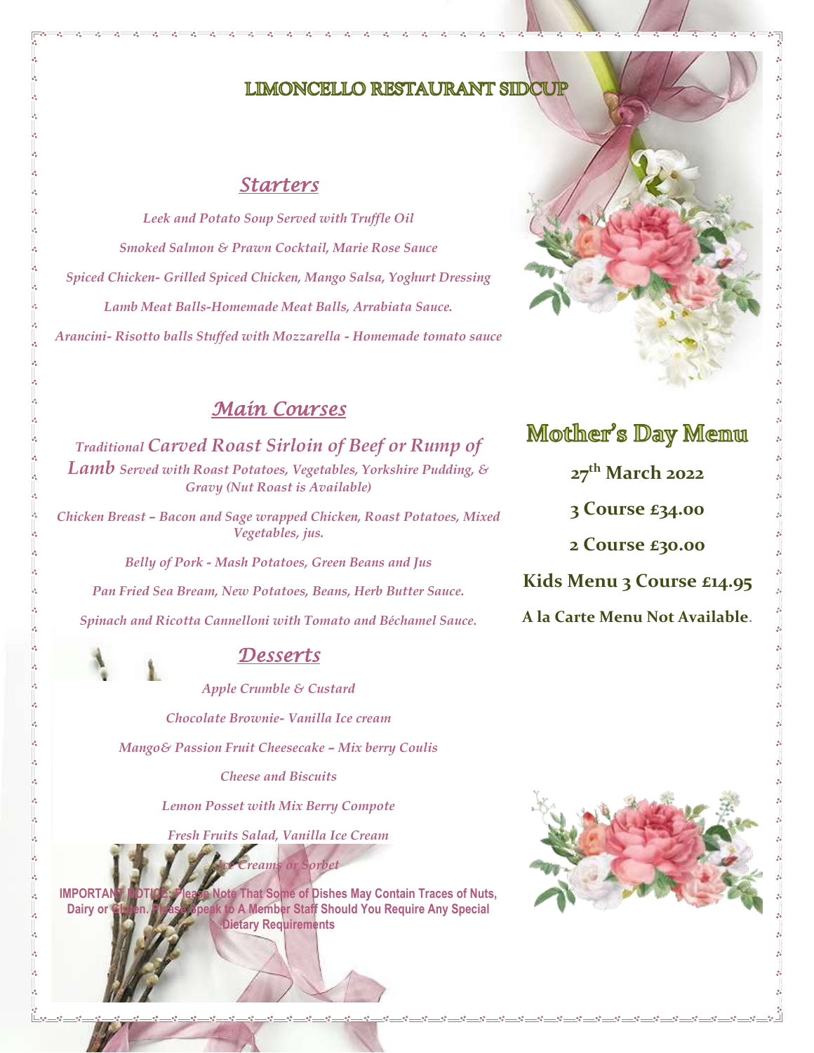# LIMONCELLO RESTAURANT SIDCUP

## *Starters*

*Leek and Potato Soup Served with Truffle Oil*

*Smoked Salmon & Prawn Cocktail, Marie Rose Sauce*

*Spiced Chicken- Grilled Spiced Chicken, Mango Salsa, Yoghurt Dressing*

*Lamb Meat Balls-Homemade Meat Balls, Arrabiata Sauce.*

*Arancini- Risotto balls Stuffed with Mozzarella - Homemade tomato sauce*

## *Main Courses*

*Traditional Carved Roast Sirloin of Beef or Rump of Lamb Served with Roast Potatoes, Vegetables, Yorkshire Pudding, & Gravy (Nut Roast is Available)*

*Chicken Breast – Bacon and Sage wrapped Chicken, Roast Potatoes, Mixed Vegetables, jus.*

*Belly of Pork - Mash Potatoes, Green Beans and Jus*

*Pan Fried Sea Bream, New Potatoes, Beans, Herb Butter Sauce.*

*Spinach and Ricotta Cannelloni with Tomato and Béchamel Sauce.*

## *Desserts*

*Apple Crumble & Custard*

*Chocolate Brownie- Vanilla Ice cream*

*Mango& Passion Fruit Cheesecake – Mix berry Coulis*

*Cheese and Biscuits*

*Lemon Posset with Mix Berry Compote*

*Fresh Fruits Salad, Vanilla Ice Cream*

*Ice Creams or Sorbet*

**IMPORTANT NOTICE: Please Note That Some of Dishes May Contain Traces of Nuts, Dairy or Gluten. Please Speak to A Member Staff Should You Require Any Special Dietary Requirements**

## Mother's Day Menu

**27th March 2022**

**3 Course £34.00**

**2 Course £30.00**

**Kids Menu 3 Course £14.95**

**A la Carte Menu Not Available.**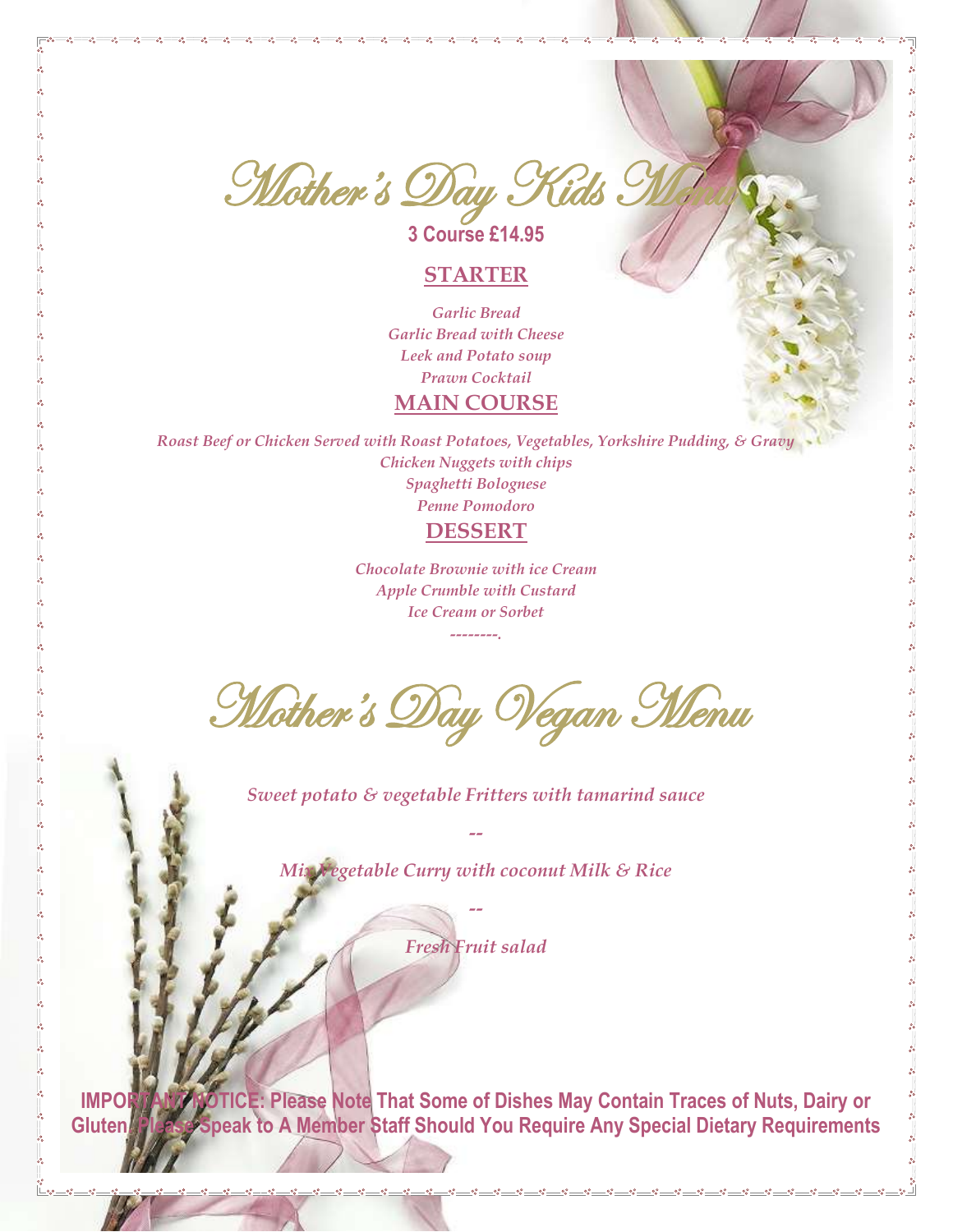# Mother's Day Kids Menu

**3 Course £14.95**

## STARTER

*Garlic Bread*
*Garlic Bread with Cheese*
*Leek and Potato soup*
*Prawn Cocktail*

## MAIN COURSE

*Roast Beef or Chicken Served with Roast Potatoes, Vegetables, Yorkshire Pudding, & Gravy*
*Chicken Nuggets with chips*
*Spaghetti Bolognese*
*Penne Pomodoro*

## DESSERT

*Chocolate Brownie with ice Cream*
*Apple Crumble with Custard*
*Ice Cream or Sorbet*

*--------.*

# Mother's Day Vegan Menu

*Sweet potato & vegetable Fritters with tamarind sauce*

*--*

*Mix Vegetable Curry with coconut Milk & Rice*

*--*

*Fresh Fruit salad*

**IMPORTANT NOTICE: Please Note That Some of Dishes May Contain Traces of Nuts, Dairy or Gluten, Please Speak to A Member Staff Should You Require Any Special Dietary Requirements**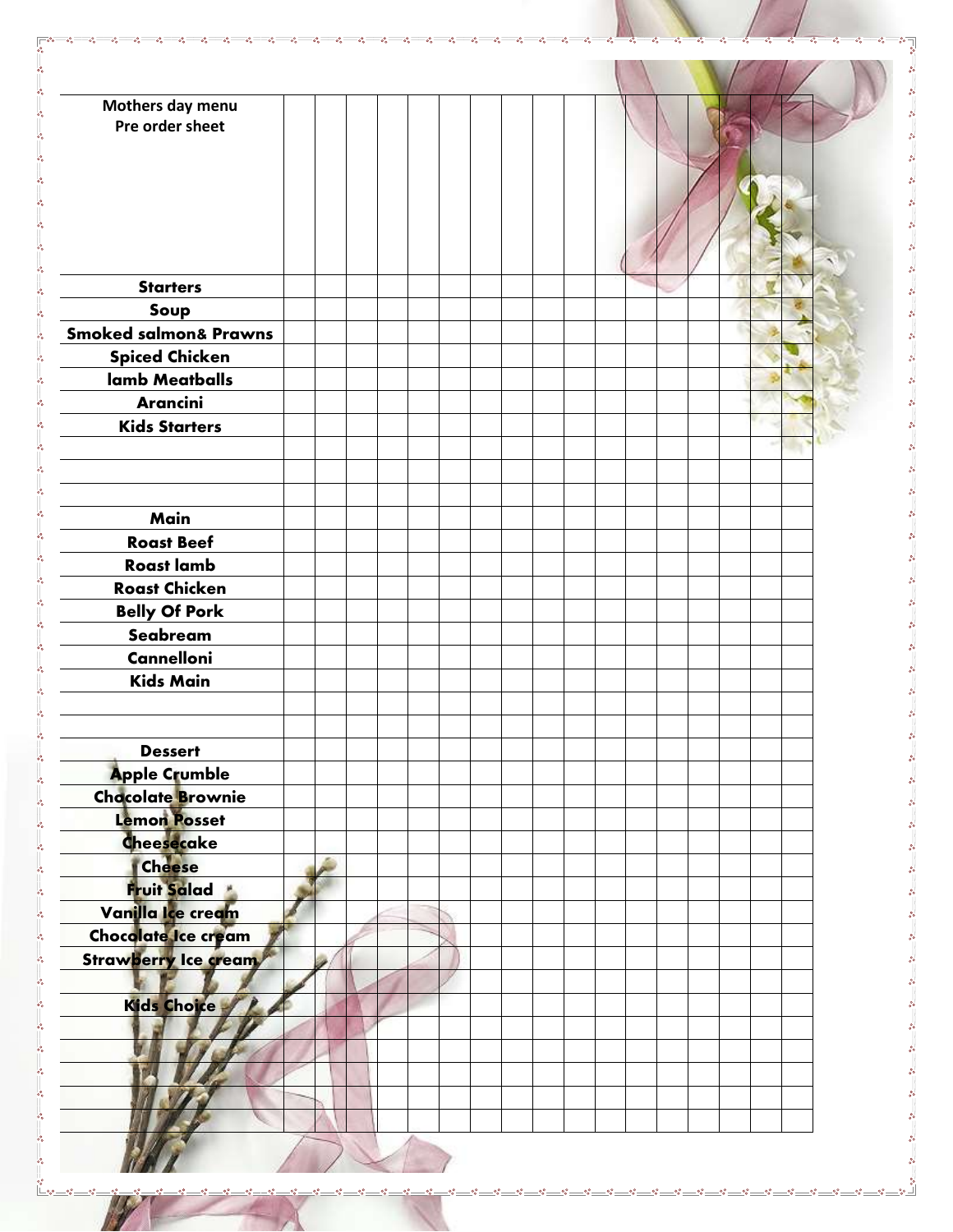| Mothers day menu<br>Pre order sheet | | | | | | | | | | | | | | | | | |
|---|---|---|---|---|---|---|---|---|---|---|---|---|---|---|---|---|---|
| **Starters** | | | | | | | | | | | | | | | | | |
| **Soup** | | | | | | | | | | | | | | | | | |
| **Smoked salmon& Prawns** | | | | | | | | | | | | | | | | | |
| **Spiced Chicken** | | | | | | | | | | | | | | | | | |
| **lamb Meatballs** | | | | | | | | | | | | | | | | | |
| **Arancini** | | | | | | | | | | | | | | | | | |
| **Kids Starters** | | | | | | | | | | | | | | | | | |
| | | | | | | | | | | | | | | | | | |
| | | | | | | | | | | | | | | | | | |
| | | | | | | | | | | | | | | | | | |
| **Main** | | | | | | | | | | | | | | | | | |
| **Roast Beef** | | | | | | | | | | | | | | | | | |
| **Roast lamb** | | | | | | | | | | | | | | | | | |
| **Roast Chicken** | | | | | | | | | | | | | | | | | |
| **Belly Of Pork** | | | | | | | | | | | | | | | | | |
| **Seabream** | | | | | | | | | | | | | | | | | |
| **Cannelloni** | | | | | | | | | | | | | | | | | |
| **Kids Main** | | | | | | | | | | | | | | | | | |
| | | | | | | | | | | | | | | | | | |
| | | | | | | | | | | | | | | | | | |
| **Dessert** | | | | | | | | | | | | | | | | | |
| **Apple Crumble** | | | | | | | | | | | | | | | | | |
| **Chocolate Brownie** | | | | | | | | | | | | | | | | | |
| **Lemon Posset** | | | | | | | | | | | | | | | | | |
| **Cheesecake** | | | | | | | | | | | | | | | | | |
| **Cheese** | | | | | | | | | | | | | | | | | |
| **Fruit Salad** | | | | | | | | | | | | | | | | | |
| **Vanilla Ice cream** | | | | | | | | | | | | | | | | | |
| **Chocolate Ice cream** | | | | | | | | | | | | | | | | | |
| **Strawberry Ice cream** | | | | | | | | | | | | | | | | | |
| | | | | | | | | | | | | | | | | | |
| **Kids Choice** | | | | | | | | | | | | | | | | | |
| | | | | | | | | | | | | | | | | | |
| | | | | | | | | | | | | | | | | | |
| | | | | | | | | | | | | | | | | | |
| | | | | | | | | | | | | | | | | | |
| | | | | | | | | | | | | | | | | | |